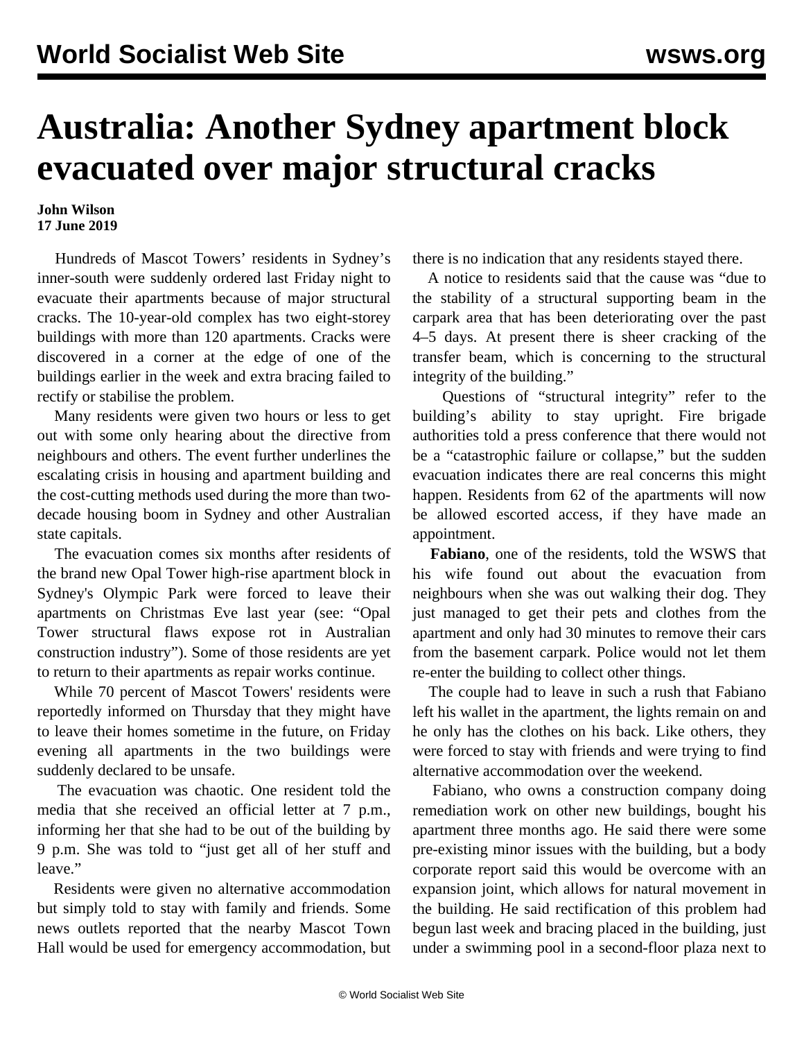# Australia: Another Sydney apartment block evacuated over major structural cracks

**John Wilson**
**17 June 2019**

Hundreds of Mascot Towers' residents in Sydney's inner-south were suddenly ordered last Friday night to evacuate their apartments because of major structural cracks. The 10-year-old complex has two eight-storey buildings with more than 120 apartments. Cracks were discovered in a corner at the edge of one of the buildings earlier in the week and extra bracing failed to rectify or stabilise the problem.

Many residents were given two hours or less to get out with some only hearing about the directive from neighbours and others. The event further underlines the escalating crisis in housing and apartment building and the cost-cutting methods used during the more than two-decade housing boom in Sydney and other Australian state capitals.

The evacuation comes six months after residents of the brand new Opal Tower high-rise apartment block in Sydney's Olympic Park were forced to leave their apartments on Christmas Eve last year (see: "Opal Tower structural flaws expose rot in Australian construction industry"). Some of those residents are yet to return to their apartments as repair works continue.

While 70 percent of Mascot Towers' residents were reportedly informed on Thursday that they might have to leave their homes sometime in the future, on Friday evening all apartments in the two buildings were suddenly declared to be unsafe.

The evacuation was chaotic. One resident told the media that she received an official letter at 7 p.m., informing her that she had to be out of the building by 9 p.m. She was told to "just get all of her stuff and leave."

Residents were given no alternative accommodation but simply told to stay with family and friends. Some news outlets reported that the nearby Mascot Town Hall would be used for emergency accommodation, but there is no indication that any residents stayed there.

A notice to residents said that the cause was "due to the stability of a structural supporting beam in the carpark area that has been deteriorating over the past 4–5 days. At present there is sheer cracking of the transfer beam, which is concerning to the structural integrity of the building."

Questions of "structural integrity" refer to the building's ability to stay upright. Fire brigade authorities told a press conference that there would not be a "catastrophic failure or collapse," but the sudden evacuation indicates there are real concerns this might happen. Residents from 62 of the apartments will now be allowed escorted access, if they have made an appointment.

**Fabiano**, one of the residents, told the WSWS that his wife found out about the evacuation from neighbours when she was out walking their dog. They just managed to get their pets and clothes from the apartment and only had 30 minutes to remove their cars from the basement carpark. Police would not let them re-enter the building to collect other things.

The couple had to leave in such a rush that Fabiano left his wallet in the apartment, the lights remain on and he only has the clothes on his back. Like others, they were forced to stay with friends and were trying to find alternative accommodation over the weekend.

Fabiano, who owns a construction company doing remediation work on other new buildings, bought his apartment three months ago. He said there were some pre-existing minor issues with the building, but a body corporate report said this would be overcome with an expansion joint, which allows for natural movement in the building. He said rectification of this problem had begun last week and bracing placed in the building, just under a swimming pool in a second-floor plaza next to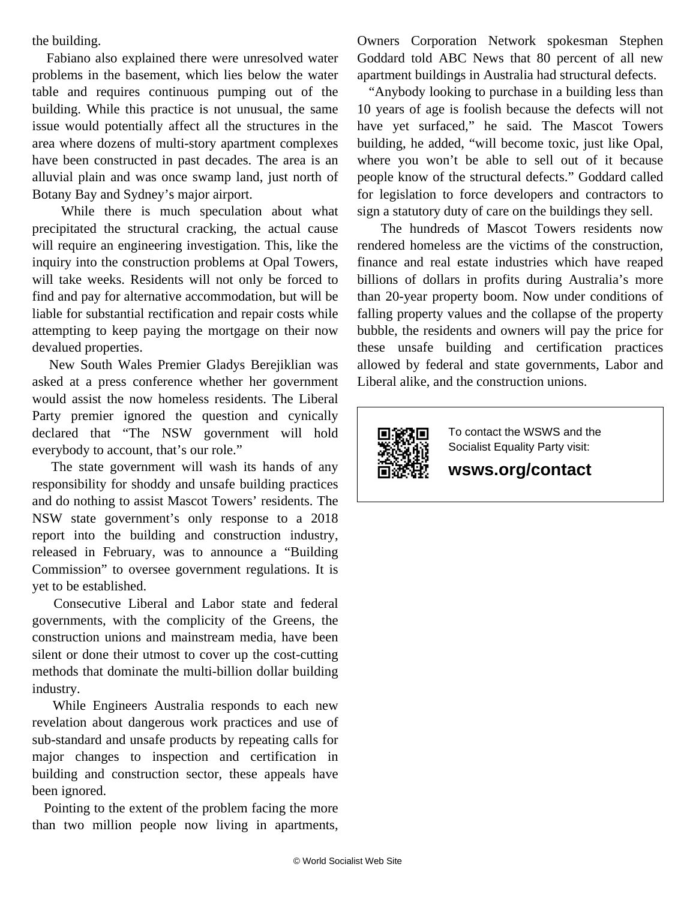the building.

Fabiano also explained there were unresolved water problems in the basement, which lies below the water table and requires continuous pumping out of the building. While this practice is not unusual, the same issue would potentially affect all the structures in the area where dozens of multi-story apartment complexes have been constructed in past decades. The area is an alluvial plain and was once swamp land, just north of Botany Bay and Sydney's major airport.

While there is much speculation about what precipitated the structural cracking, the actual cause will require an engineering investigation. This, like the inquiry into the construction problems at Opal Towers, will take weeks. Residents will not only be forced to find and pay for alternative accommodation, but will be liable for substantial rectification and repair costs while attempting to keep paying the mortgage on their now devalued properties.

New South Wales Premier Gladys Berejiklian was asked at a press conference whether her government would assist the now homeless residents. The Liberal Party premier ignored the question and cynically declared that "The NSW government will hold everybody to account, that's our role."

The state government will wash its hands of any responsibility for shoddy and unsafe building practices and do nothing to assist Mascot Towers' residents. The NSW state government's only response to a 2018 report into the building and construction industry, released in February, was to announce a "Building Commission" to oversee government regulations. It is yet to be established.

Consecutive Liberal and Labor state and federal governments, with the complicity of the Greens, the construction unions and mainstream media, have been silent or done their utmost to cover up the cost-cutting methods that dominate the multi-billion dollar building industry.

While Engineers Australia responds to each new revelation about dangerous work practices and use of sub-standard and unsafe products by repeating calls for major changes to inspection and certification in building and construction sector, these appeals have been ignored.

Pointing to the extent of the problem facing the more than two million people now living in apartments, Owners Corporation Network spokesman Stephen Goddard told ABC News that 80 percent of all new apartment buildings in Australia had structural defects.

"Anybody looking to purchase in a building less than 10 years of age is foolish because the defects will not have yet surfaced," he said. The Mascot Towers building, he added, "will become toxic, just like Opal, where you won't be able to sell out of it because people know of the structural defects." Goddard called for legislation to force developers and contractors to sign a statutory duty of care on the buildings they sell.

The hundreds of Mascot Towers residents now rendered homeless are the victims of the construction, finance and real estate industries which have reaped billions of dollars in profits during Australia's more than 20-year property boom. Now under conditions of falling property values and the collapse of the property bubble, the residents and owners will pay the price for these unsafe building and certification practices allowed by federal and state governments, Labor and Liberal alike, and the construction unions.

To contact the WSWS and the Socialist Equality Party visit:

**wsws.org/contact**